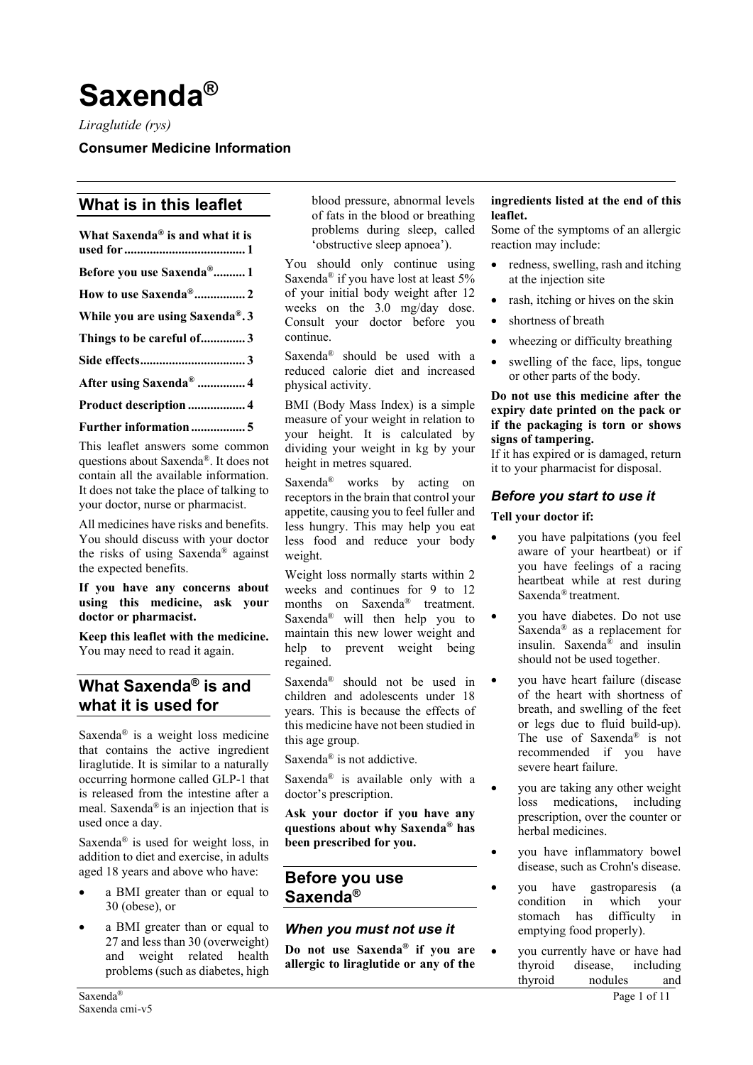# Saxenda®

*Liraglutide (rys)*

**Consumer Medicine Information**

## What is in this leaflet

**What Saxenda® is and what it is used for ..................................... 1**

**Before you use Saxenda® .......... 1**

**How to use Saxenda® ................ 2**

**While you are using Saxenda® . 3**

**Things to be careful of .............. 3**

**Side effects ................................ 3**

**After using Saxenda® ............... 4**

**Product description .................. 4**

**Further information ................. 5**

This leaflet answers some common questions about Saxenda®. It does not contain all the available information. It does not take the place of talking to your doctor, nurse or pharmacist.

All medicines have risks and benefits. You should discuss with your doctor the risks of using Saxenda® against the expected benefits.

**If you have any concerns about using this medicine, ask your doctor or pharmacist.**

**Keep this leaflet with the medicine.** You may need to read it again.

## What Saxenda® is and what it is used for

Saxenda® is a weight loss medicine that contains the active ingredient liraglutide. It is similar to a naturally occurring hormone called GLP-1 that is released from the intestine after a meal. Saxenda® is an injection that is used once a day.

Saxenda® is used for weight loss, in addition to diet and exercise, in adults aged 18 years and above who have:

- a BMI greater than or equal to 30 (obese), or
- a BMI greater than or equal to 27 and less than 30 (overweight) and weight related health problems (such as diabetes, high blood pressure, abnormal levels of fats in the blood or breathing problems during sleep, called 'obstructive sleep apnoea').

You should only continue using Saxenda® if you have lost at least 5% of your initial body weight after 12 weeks on the 3.0 mg/day dose. Consult your doctor before you continue.

Saxenda® should be used with a reduced calorie diet and increased physical activity.

BMI (Body Mass Index) is a simple measure of your weight in relation to your height. It is calculated by dividing your weight in kg by your height in metres squared.

Saxenda® works by acting on receptors in the brain that control your appetite, causing you to feel fuller and less hungry. This may help you eat less food and reduce your body weight.

Weight loss normally starts within 2 weeks and continues for 9 to 12 months on Saxenda® treatment. Saxenda® will then help you to maintain this new lower weight and help to prevent weight being regained.

Saxenda® should not be used in children and adolescents under 18 years. This is because the effects of this medicine have not been studied in this age group.

Saxenda® is not addictive.

Saxenda® is available only with a doctor's prescription.

**Ask your doctor if you have any questions about why Saxenda® has been prescribed for you.**

## Before you use Saxenda®

### *When you must not use it*

**Do not use Saxenda® if you are allergic to liraglutide or any of the ingredients listed at the end of this leaflet.**

Some of the symptoms of an allergic reaction may include:

- redness, swelling, rash and itching at the injection site
- rash, itching or hives on the skin
- shortness of breath
- wheezing or difficulty breathing
- swelling of the face, lips, tongue or other parts of the body.

**Do not use this medicine after the expiry date printed on the pack or if the packaging is torn or shows signs of tampering.**

If it has expired or is damaged, return it to your pharmacist for disposal.

### *Before you start to use it*

**Tell your doctor if:**

- you have palpitations (you feel aware of your heartbeat) or if you have feelings of a racing heartbeat while at rest during Saxenda® treatment.
- you have diabetes. Do not use Saxenda® as a replacement for insulin. Saxenda® and insulin should not be used together.
- you have heart failure (disease of the heart with shortness of breath, and swelling of the feet or legs due to fluid build-up). The use of Saxenda® is not recommended if you have severe heart failure.
- you are taking any other weight loss medications, including prescription, over the counter or herbal medicines.
- you have inflammatory bowel disease, such as Crohn's disease.
- you have gastroparesis (a condition in which your stomach has difficulty in emptying food properly).
- you currently have or have had thyroid disease, including thyroid nodules and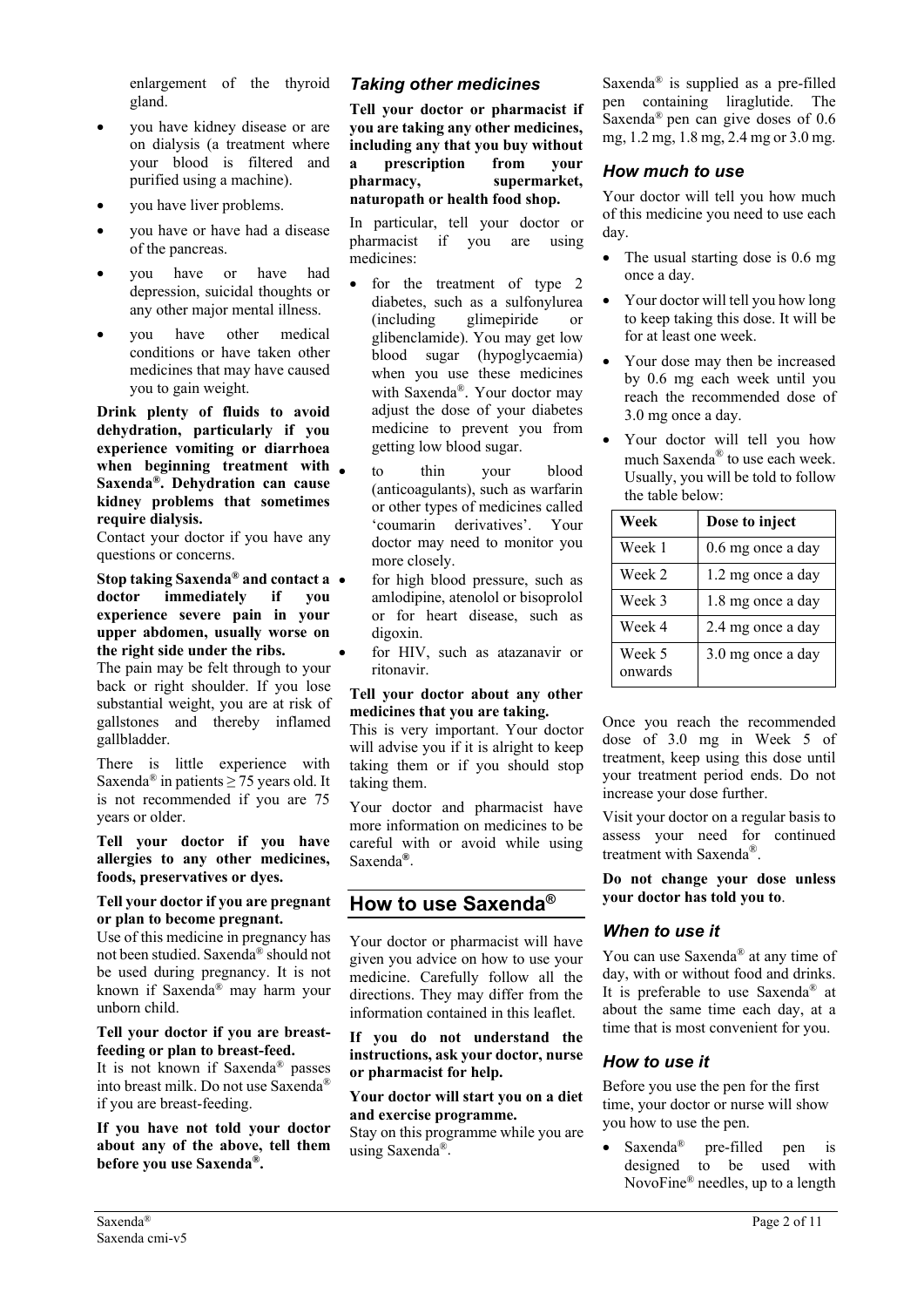enlargement of the thyroid gland.

- you have kidney disease or are on dialysis (a treatment where your blood is filtered and purified using a machine).
- you have liver problems.
- you have or have had a disease of the pancreas.
- you have or have had depression, suicidal thoughts or any other major mental illness.
- you have other medical conditions or have taken other medicines that may have caused you to gain weight.

**Drink plenty of fluids to avoid dehydration, particularly if you experience vomiting or diarrhoea when beginning treatment with Saxenda®. Dehydration can cause kidney problems that sometimes require dialysis.**

Contact your doctor if you have any questions or concerns.

**Stop taking Saxenda® and contact a doctor immediately if you experience severe pain in your upper abdomen, usually worse on the right side under the ribs.**

The pain may be felt through to your back or right shoulder. If you lose substantial weight, you are at risk of gallstones and thereby inflamed gallbladder.

There is little experience with Saxenda® in patients ≥ 75 years old. It is not recommended if you are 75 years or older.

**Tell your doctor if you have allergies to any other medicines, foods, preservatives or dyes.**

**Tell your doctor if you are pregnant or plan to become pregnant.**

Use of this medicine in pregnancy has not been studied. Saxenda® should not be used during pregnancy. It is not known if Saxenda® may harm your unborn child.

**Tell your doctor if you are breast-feeding or plan to breast-feed.**

It is not known if Saxenda® passes into breast milk. Do not use Saxenda® if you are breast-feeding.

**If you have not told your doctor about any of the above, tell them before you use Saxenda®.**

### *Taking other medicines*

**Tell your doctor or pharmacist if you are taking any other medicines, including any that you buy without a prescription from your pharmacy, supermarket, naturopath or health food shop.**

In particular, tell your doctor or pharmacist if you are using medicines:

- for the treatment of type 2 diabetes, such as a sulfonylurea (including glimepiride or glibenclamide). You may get low blood sugar (hypoglycaemia) when you use these medicines with Saxenda®. Your doctor may adjust the dose of your diabetes medicine to prevent you from getting low blood sugar.
- to thin your blood (anticoagulants), such as warfarin or other types of medicines called 'coumarin derivatives'. Your doctor may need to monitor you more closely.
- for high blood pressure, such as amlodipine, atenolol or bisoprolol or for heart disease, such as digoxin.
- for HIV, such as atazanavir or ritonavir.

**Tell your doctor about any other medicines that you are taking.**

This is very important. Your doctor will advise you if it is alright to keep taking them or if you should stop taking them.

Your doctor and pharmacist have more information on medicines to be careful with or avoid while using Saxenda®.

## How to use Saxenda®

Your doctor or pharmacist will have given you advice on how to use your medicine. Carefully follow all the directions. They may differ from the information contained in this leaflet.

**If you do not understand the instructions, ask your doctor, nurse or pharmacist for help.**

**Your doctor will start you on a diet and exercise programme.**

Stay on this programme while you are using Saxenda®.

Saxenda® is supplied as a pre-filled pen containing liraglutide. The Saxenda® pen can give doses of 0.6 mg, 1.2 mg, 1.8 mg, 2.4 mg or 3.0 mg.

### *How much to use*

Your doctor will tell you how much of this medicine you need to use each day.

- The usual starting dose is 0.6 mg once a day.
- Your doctor will tell you how long to keep taking this dose. It will be for at least one week.
- Your dose may then be increased by 0.6 mg each week until you reach the recommended dose of 3.0 mg once a day.
- Your doctor will tell you how much Saxenda® to use each week. Usually, you will be told to follow the table below:

| Week | Dose to inject |
|---|---|
| Week 1 | 0.6 mg once a day |
| Week 2 | 1.2 mg once a day |
| Week 3 | 1.8 mg once a day |
| Week 4 | 2.4 mg once a day |
| Week 5 onwards | 3.0 mg once a day |

Once you reach the recommended dose of 3.0 mg in Week 5 of treatment, keep using this dose until your treatment period ends. Do not increase your dose further.

Visit your doctor on a regular basis to assess your need for continued treatment with Saxenda®.

**Do not change your dose unless your doctor has told you to**.

### *When to use it*

You can use Saxenda® at any time of day, with or without food and drinks. It is preferable to use Saxenda® at about the same time each day, at a time that is most convenient for you.

### *How to use it*

Before you use the pen for the first time, your doctor or nurse will show you how to use the pen.

- Saxenda® pre-filled pen is designed to be used with NovoFine® needles, up to a length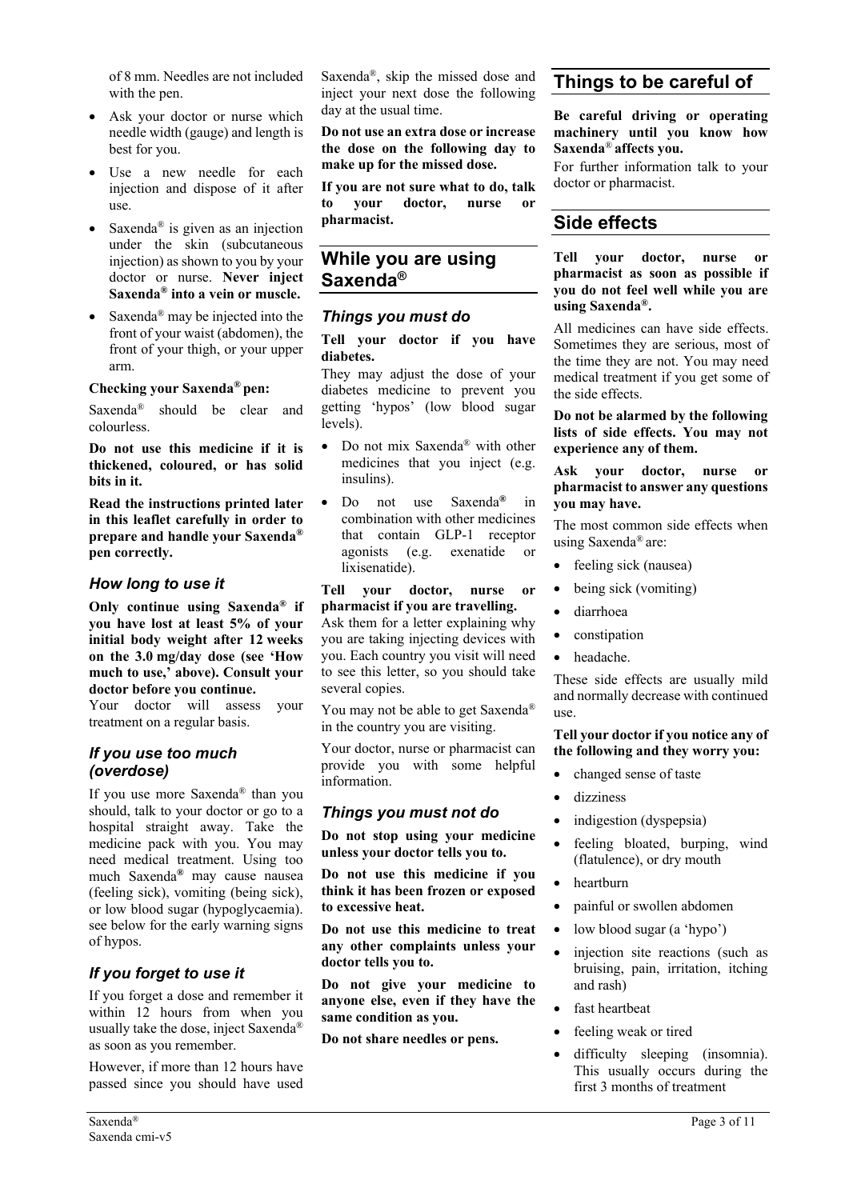of 8 mm. Needles are not included with the pen.

- Ask your doctor or nurse which needle width (gauge) and length is best for you.
- Use a new needle for each injection and dispose of it after use.
- Saxenda® is given as an injection under the skin (subcutaneous injection) as shown to you by your doctor or nurse. **Never inject Saxenda® into a vein or muscle.**
- Saxenda® may be injected into the front of your waist (abdomen), the front of your thigh, or your upper arm.

**Checking your Saxenda® pen:**

Saxenda® should be clear and colourless.

**Do not use this medicine if it is thickened, coloured, or has solid bits in it.**

**Read the instructions printed later in this leaflet carefully in order to prepare and handle your Saxenda® pen correctly.**

### *How long to use it*

**Only continue using Saxenda® if you have lost at least 5% of your initial body weight after 12 weeks on the 3.0 mg/day dose (see 'How much to use,' above). Consult your doctor before you continue.**

Your doctor will assess your treatment on a regular basis.

### *If you use too much (overdose)*

If you use more Saxenda® than you should, talk to your doctor or go to a hospital straight away. Take the medicine pack with you. You may need medical treatment. Using too much Saxenda® may cause nausea (feeling sick), vomiting (being sick), or low blood sugar (hypoglycaemia). see below for the early warning signs of hypos.

### *If you forget to use it*

If you forget a dose and remember it within 12 hours from when you usually take the dose, inject Saxenda® as soon as you remember.

However, if more than 12 hours have passed since you should have used Saxenda®, skip the missed dose and inject your next dose the following day at the usual time.

**Do not use an extra dose or increase the dose on the following day to make up for the missed dose.**

**If you are not sure what to do, talk to your doctor, nurse or pharmacist.**

## While you are using Saxenda®

### *Things you must do*

**Tell your doctor if you have diabetes.**

They may adjust the dose of your diabetes medicine to prevent you getting 'hypos' (low blood sugar levels).

- Do not mix Saxenda® with other medicines that you inject (e.g. insulins).
- Do not use Saxenda® in combination with other medicines that contain GLP-1 receptor agonists (e.g. exenatide or lixisenatide).

**Tell your doctor, nurse or pharmacist if you are travelling.**

Ask them for a letter explaining why you are taking injecting devices with you. Each country you visit will need to see this letter, so you should take several copies.

You may not be able to get Saxenda® in the country you are visiting.

Your doctor, nurse or pharmacist can provide you with some helpful information.

### *Things you must not do*

**Do not stop using your medicine unless your doctor tells you to.**

**Do not use this medicine if you think it has been frozen or exposed to excessive heat.**

**Do not use this medicine to treat any other complaints unless your doctor tells you to.**

**Do not give your medicine to anyone else, even if they have the same condition as you.**

**Do not share needles or pens.**

## Things to be careful of

**Be careful driving or operating machinery until you know how Saxenda® affects you.**

For further information talk to your doctor or pharmacist.

## Side effects

**Tell your doctor, nurse or pharmacist as soon as possible if you do not feel well while you are using Saxenda®.**

All medicines can have side effects. Sometimes they are serious, most of the time they are not. You may need medical treatment if you get some of the side effects.

**Do not be alarmed by the following lists of side effects. You may not experience any of them.**

**Ask your doctor, nurse or pharmacist to answer any questions you may have.**

The most common side effects when using Saxenda® are:

- feeling sick (nausea)
- being sick (vomiting)
- diarrhoea
- constipation
- headache.

These side effects are usually mild and normally decrease with continued use.

**Tell your doctor if you notice any of the following and they worry you:**

- changed sense of taste
- dizziness
- indigestion (dyspepsia)
- feeling bloated, burping, wind (flatulence), or dry mouth
- heartburn
- painful or swollen abdomen
- low blood sugar (a 'hypo')
- injection site reactions (such as bruising, pain, irritation, itching and rash)
- fast heartbeat
- feeling weak or tired
- difficulty sleeping (insomnia). This usually occurs during the first 3 months of treatment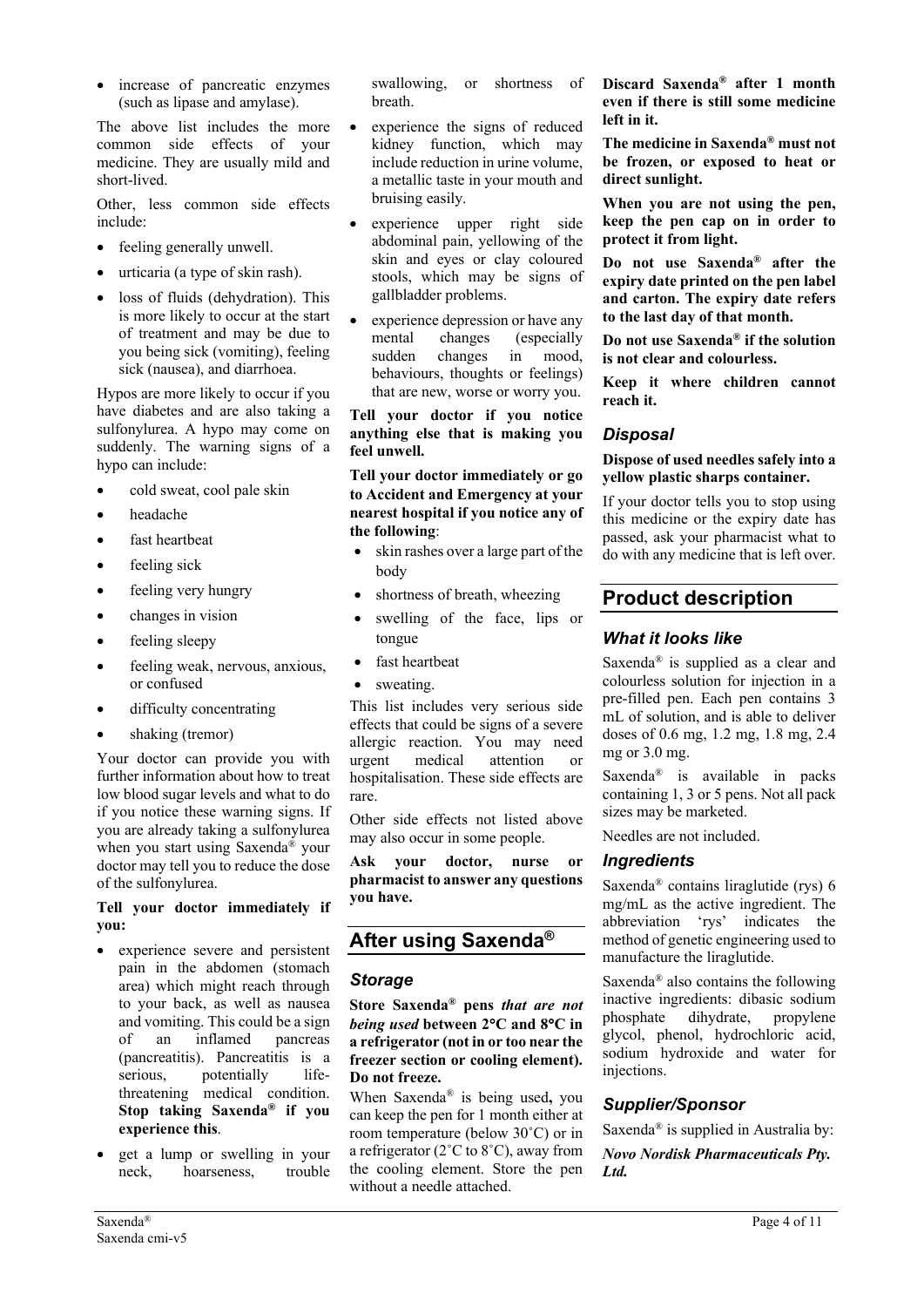- increase of pancreatic enzymes (such as lipase and amylase).

The above list includes the more common side effects of your medicine. They are usually mild and short-lived.

Other, less common side effects include:

- feeling generally unwell.
- urticaria (a type of skin rash).
- loss of fluids (dehydration). This is more likely to occur at the start of treatment and may be due to you being sick (vomiting), feeling sick (nausea), and diarrhoea.

Hypos are more likely to occur if you have diabetes and are also taking a sulfonylurea. A hypo may come on suddenly. The warning signs of a hypo can include:

- cold sweat, cool pale skin
- headache
- fast heartbeat
- feeling sick
- feeling very hungry
- changes in vision
- feeling sleepy
- feeling weak, nervous, anxious, or confused
- difficulty concentrating
- shaking (tremor)

Your doctor can provide you with further information about how to treat low blood sugar levels and what to do if you notice these warning signs. If you are already taking a sulfonylurea when you start using Saxenda® your doctor may tell you to reduce the dose of the sulfonylurea.

**Tell your doctor immediately if you:**

- experience severe and persistent pain in the abdomen (stomach area) which might reach through to your back, as well as nausea and vomiting. This could be a sign of an inflamed pancreas (pancreatitis). Pancreatitis is a serious, potentially life-threatening medical condition. **Stop taking Saxenda® if you experience this**.
- get a lump or swelling in your neck, hoarseness, trouble swallowing, or shortness of breath.
- experience the signs of reduced kidney function, which may include reduction in urine volume, a metallic taste in your mouth and bruising easily.
- experience upper right side abdominal pain, yellowing of the skin and eyes or clay coloured stools, which may be signs of gallbladder problems.
- experience depression or have any mental changes (especially sudden changes in mood, behaviours, thoughts or feelings) that are new, worse or worry you.

**Tell your doctor if you notice anything else that is making you feel unwell.**

**Tell your doctor immediately or go to Accident and Emergency at your nearest hospital if you notice any of the following**:

- skin rashes over a large part of the body
- shortness of breath, wheezing
- swelling of the face, lips or tongue
- fast heartbeat
- sweating.

This list includes very serious side effects that could be signs of a severe allergic reaction. You may need urgent medical attention or hospitalisation. These side effects are rare.

Other side effects not listed above may also occur in some people.

**Ask your doctor, nurse or pharmacist to answer any questions you have.**

## After using Saxenda®

### Storage

**Store Saxenda® pens *that are not being used* between 2°C and 8°C in a refrigerator (not in or too near the freezer section or cooling element). Do not freeze.**

When Saxenda® is being used**,** you can keep the pen for 1 month either at room temperature (below 30˚C) or in a refrigerator (2˚C to 8˚C), away from the cooling element. Store the pen without a needle attached.

**Discard Saxenda® after 1 month even if there is still some medicine left in it.**

**The medicine in Saxenda® must not be frozen, or exposed to heat or direct sunlight.**

**When you are not using the pen, keep the pen cap on in order to protect it from light.**

**Do not use Saxenda® after the expiry date printed on the pen label and carton. The expiry date refers to the last day of that month.**

**Do not use Saxenda® if the solution is not clear and colourless.**

**Keep it where children cannot reach it.**

### Disposal

**Dispose of used needles safely into a yellow plastic sharps container.**

If your doctor tells you to stop using this medicine or the expiry date has passed, ask your pharmacist what to do with any medicine that is left over.

## Product description

### What it looks like

Saxenda® is supplied as a clear and colourless solution for injection in a pre-filled pen. Each pen contains 3 mL of solution, and is able to deliver doses of 0.6 mg, 1.2 mg, 1.8 mg, 2.4 mg or 3.0 mg.

Saxenda® is available in packs containing 1, 3 or 5 pens. Not all pack sizes may be marketed.

Needles are not included.

### Ingredients

Saxenda® contains liraglutide (rys) 6 mg/mL as the active ingredient. The abbreviation 'rys' indicates the method of genetic engineering used to manufacture the liraglutide.

Saxenda® also contains the following inactive ingredients: dibasic sodium phosphate dihydrate, propylene glycol, phenol, hydrochloric acid, sodium hydroxide and water for injections.

### Supplier/Sponsor

Saxenda® is supplied in Australia by:

***Novo Nordisk Pharmaceuticals Pty. Ltd.***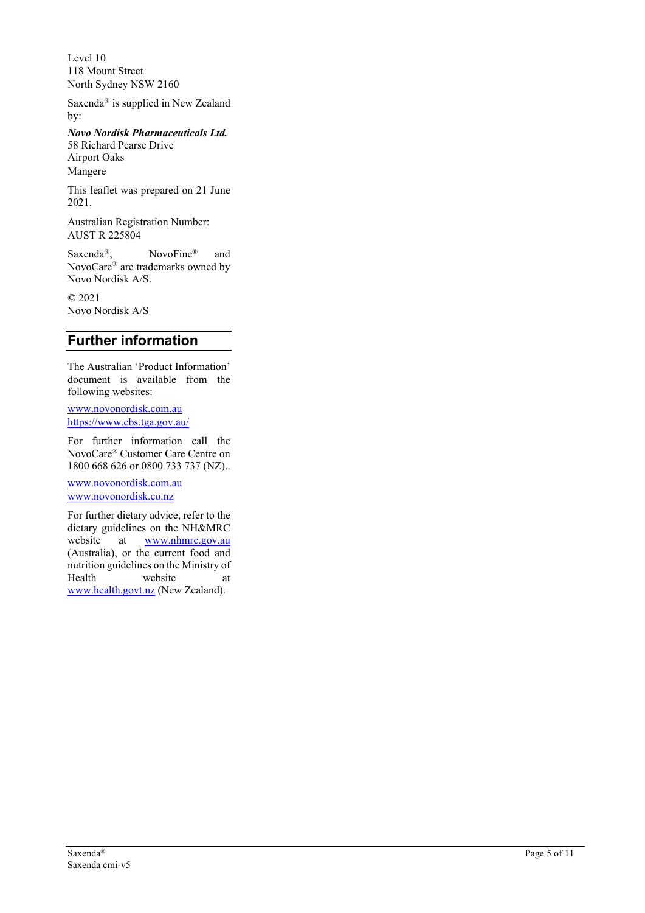Level 10
118 Mount Street
North Sydney NSW 2160

Saxenda® is supplied in New Zealand by:

***Novo Nordisk Pharmaceuticals Ltd.***
58 Richard Pearse Drive
Airport Oaks
Mangere

This leaflet was prepared on 21 June 2021.

Australian Registration Number: AUST R 225804

Saxenda®, NovoFine® and NovoCare® are trademarks owned by Novo Nordisk A/S.

© 2021
Novo Nordisk A/S

## Further information

The Australian 'Product Information' document is available from the following websites:

www.novonordisk.com.au
https://www.ebs.tga.gov.au/

For further information call the NovoCare® Customer Care Centre on 1800 668 626 or 0800 733 737 (NZ)..

www.novonordisk.com.au
www.novonordisk.co.nz

For further dietary advice, refer to the dietary guidelines on the NH&MRC website at www.nhmrc.gov.au (Australia), or the current food and nutrition guidelines on the Ministry of Health website at www.health.govt.nz (New Zealand).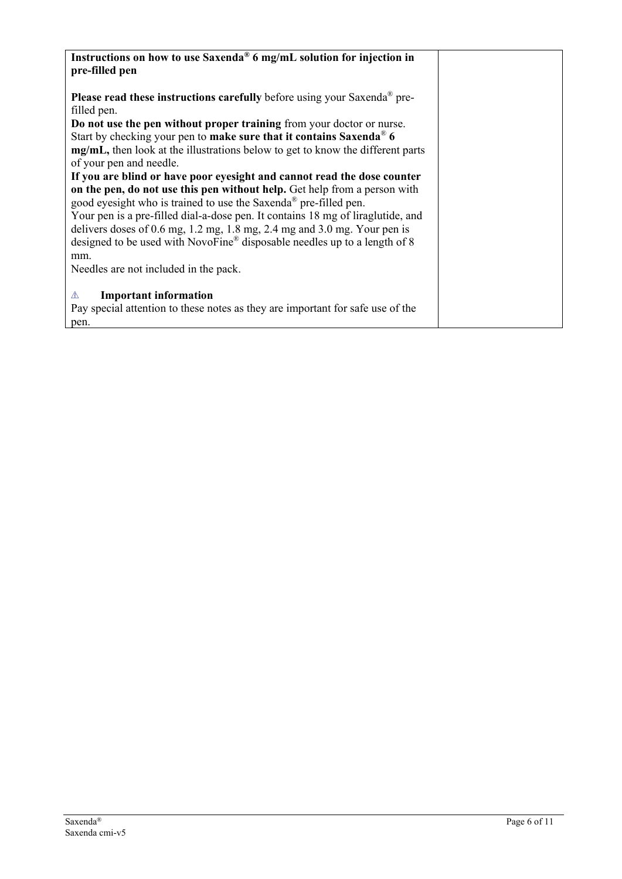**Instructions on how to use Saxenda® 6 mg/mL solution for injection in pre-filled pen**

**Please read these instructions carefully** before using your Saxenda® pre-filled pen.

**Do not use the pen without proper training** from your doctor or nurse.

Start by checking your pen to **make sure that it contains Saxenda® 6 mg/mL,** then look at the illustrations below to get to know the different parts of your pen and needle.

**If you are blind or have poor eyesight and cannot read the dose counter on the pen, do not use this pen without help.** Get help from a person with good eyesight who is trained to use the Saxenda® pre-filled pen.

Your pen is a pre-filled dial-a-dose pen. It contains 18 mg of liraglutide, and delivers doses of 0.6 mg, 1.2 mg, 1.8 mg, 2.4 mg and 3.0 mg. Your pen is designed to be used with NovoFine® disposable needles up to a length of 8 mm.

Needles are not included in the pack.

⚠ **Important information**

Pay special attention to these notes as they are important for safe use of the pen.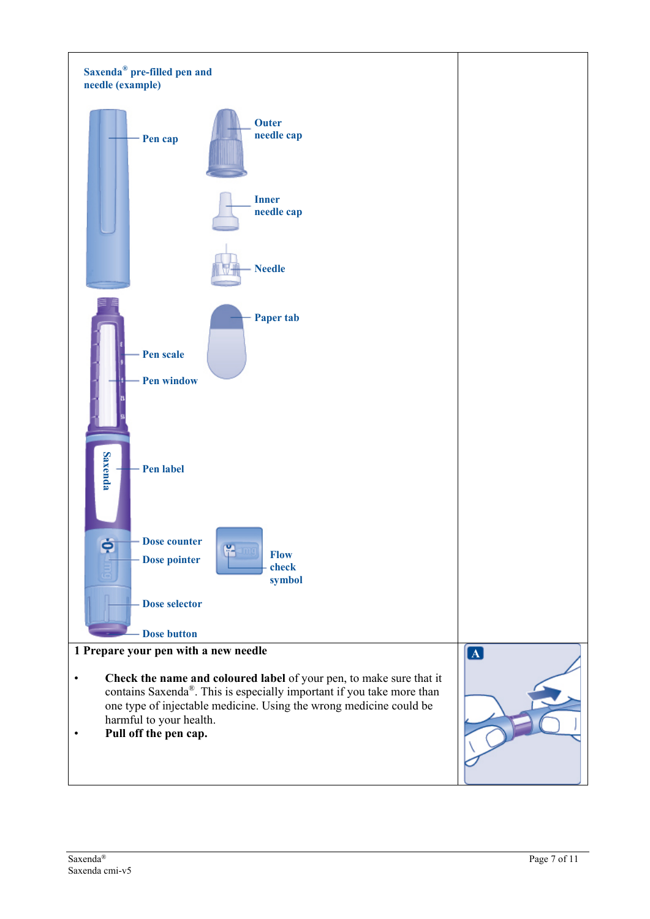**Saxenda® pre-filled pen and needle (example)**

Pen cap

Outer needle cap

Inner needle cap

Needle

Paper tab

Pen scale

Pen window

Pen label

Dose counter

Dose pointer

Flow check symbol

Dose selector

Dose button

**1 Prepare your pen with a new needle**

- **Check the name and coloured label** of your pen, to make sure that it contains Saxenda®. This is especially important if you take more than one type of injectable medicine. Using the wrong medicine could be harmful to your health.
- **Pull off the pen cap.**

A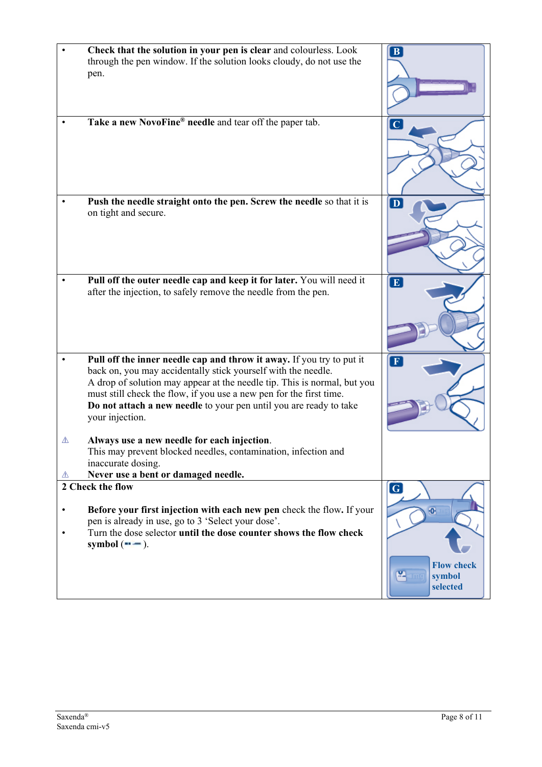- **Check that the solution in your pen is clear** and colourless. Look through the pen window. If the solution looks cloudy, do not use the pen.

- **Take a new NovoFine® needle** and tear off the paper tab.

- **Push the needle straight onto the pen. Screw the needle** so that it is on tight and secure.

- **Pull off the outer needle cap and keep it for later.** You will need it after the injection, to safely remove the needle from the pen.

- **Pull off the inner needle cap and throw it away.** If you try to put it back on, you may accidentally stick yourself with the needle.
  A drop of solution may appear at the needle tip. This is normal, but you must still check the flow, if you use a new pen for the first time.
  **Do not attach a new needle** to your pen until you are ready to take your injection.

⚠ **Always use a new needle for each injection**.
This may prevent blocked needles, contamination, infection and inaccurate dosing.

⚠ **Never use a bent or damaged needle.**

**2 Check the flow**

- **Before your first injection with each new pen** check the flow**.** If your pen is already in use, go to 3 'Select your dose'.
- Turn the dose selector **until the dose counter shows the flow check symbol** (-·-).

Flow check symbol selected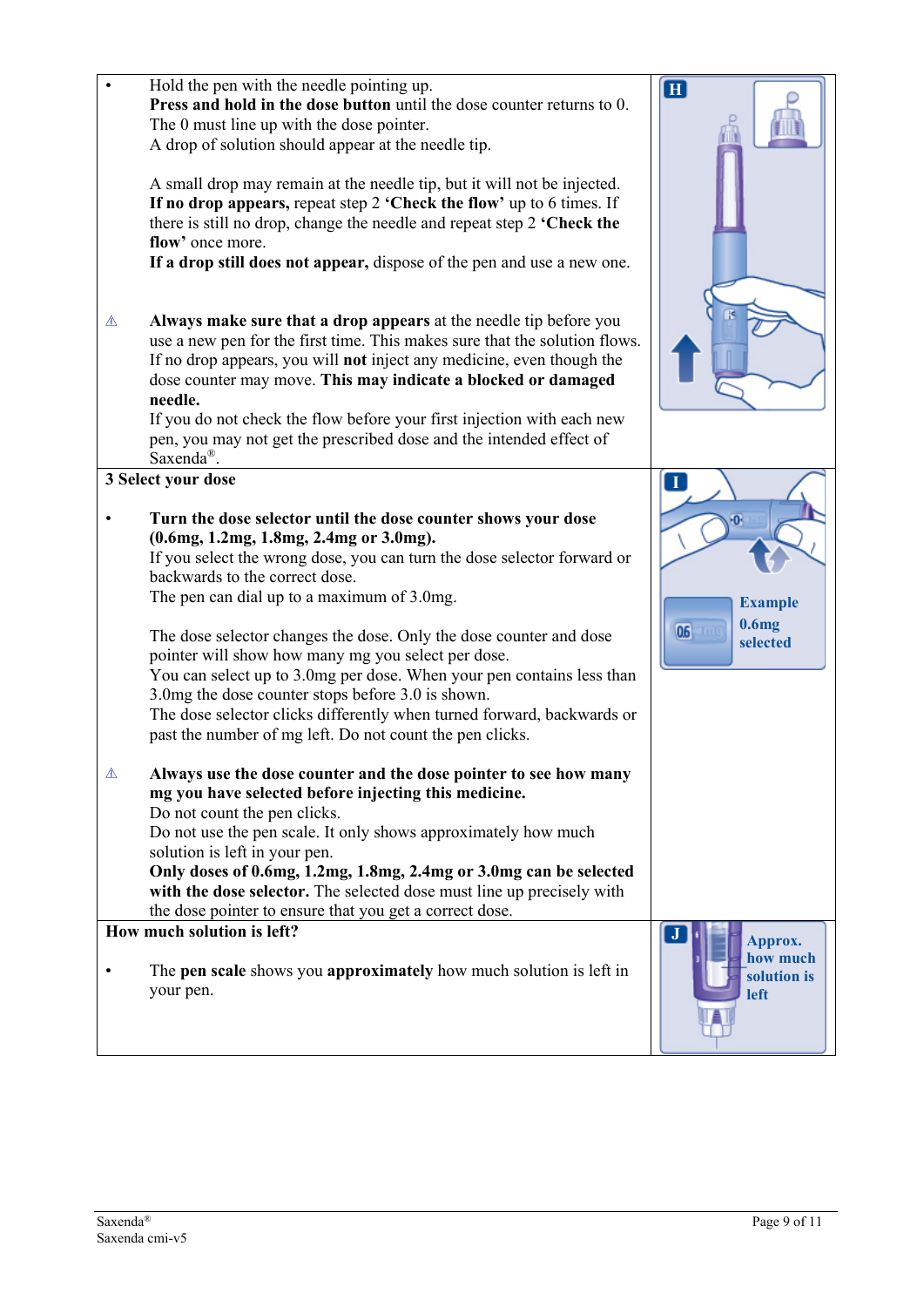- Hold the pen with the needle pointing up.
  **Press and hold in the dose button** until the dose counter returns to 0.
  The 0 must line up with the dose pointer.
  A drop of solution should appear at the needle tip.

  A small drop may remain at the needle tip, but it will not be injected.
  **If no drop appears,** repeat step 2 **'Check the flow'** up to 6 times. If there is still no drop, change the needle and repeat step 2 **'Check the flow'** once more.
  **If a drop still does not appear,** dispose of the pen and use a new one.

⚠ **Always make sure that a drop appears** at the needle tip before you use a new pen for the first time. This makes sure that the solution flows.
If no drop appears, you will **not** inject any medicine, even though the dose counter may move. **This may indicate a blocked or damaged needle.**
If you do not check the flow before your first injection with each new pen, you may not get the prescribed dose and the intended effect of Saxenda®.

**3 Select your dose**

- **Turn the dose selector until the dose counter shows your dose (0.6mg, 1.2mg, 1.8mg, 2.4mg or 3.0mg).**
  If you select the wrong dose, you can turn the dose selector forward or backwards to the correct dose.
  The pen can dial up to a maximum of 3.0mg.

  The dose selector changes the dose. Only the dose counter and dose pointer will show how many mg you select per dose.
  You can select up to 3.0mg per dose. When your pen contains less than 3.0mg the dose counter stops before 3.0 is shown.
  The dose selector clicks differently when turned forward, backwards or past the number of mg left. Do not count the pen clicks.

⚠ **Always use the dose counter and the dose pointer to see how many mg you have selected before injecting this medicine.**
Do not count the pen clicks.
Do not use the pen scale. It only shows approximately how much solution is left in your pen.
**Only doses of 0.6mg, 1.2mg, 1.8mg, 2.4mg or 3.0mg can be selected with the dose selector.** The selected dose must line up precisely with the dose pointer to ensure that you get a correct dose.

Example 0.6mg selected

**How much solution is left?**

- The **pen scale** shows you **approximately** how much solution is left in your pen.

Approx. how much solution is left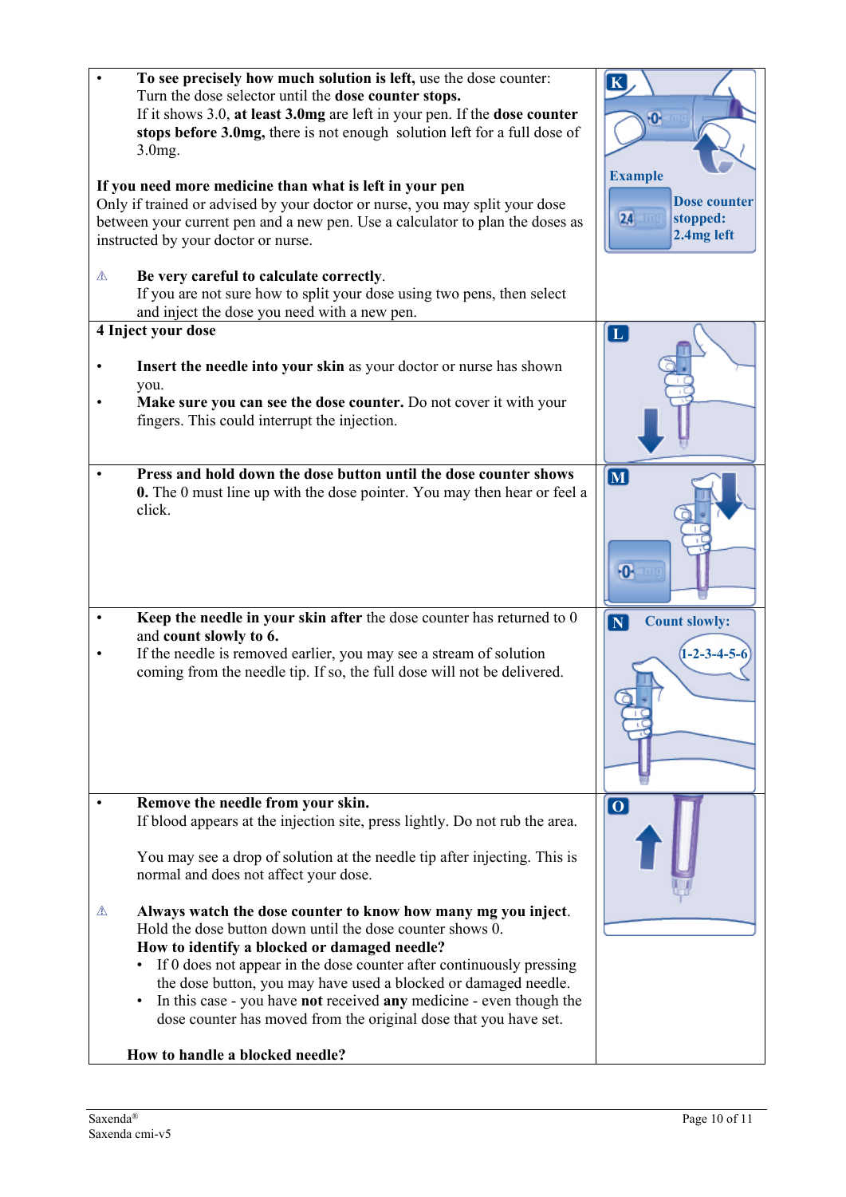| | |
|---|---|
| • **To see precisely how much solution is left,** use the dose counter: Turn the dose selector until the **dose counter stops.** If it shows 3.0, **at least 3.0mg** are left in your pen. If the **dose counter stops before 3.0mg,** there is not enough solution left for a full dose of 3.0mg.<br><br>**If you need more medicine than what is left in your pen**<br>Only if trained or advised by your doctor or nurse, you may split your dose between your current pen and a new pen. Use a calculator to plan the doses as instructed by your doctor or nurse.<br><br>⚠ **Be very careful to calculate correctly**.<br>If you are not sure how to split your dose using two pens, then select and inject the dose you need with a new pen. | **K**<br>Example<br>Dose counter stopped: 2.4mg left |
| **4 Inject your dose**<br><br>• **Insert the needle into your skin** as your doctor or nurse has shown you.<br>• **Make sure you can see the dose counter.** Do not cover it with your fingers. This could interrupt the injection. | **L** |
| • **Press and hold down the dose button until the dose counter shows 0.** The 0 must line up with the dose pointer. You may then hear or feel a click. | **M** |
| • **Keep the needle in your skin after** the dose counter has returned to 0 and **count slowly to 6.**<br>• If the needle is removed earlier, you may see a stream of solution coming from the needle tip. If so, the full dose will not be delivered. | **N** Count slowly:<br>1-2-3-4-5-6 |
| • **Remove the needle from your skin.**<br>If blood appears at the injection site, press lightly. Do not rub the area.<br><br>You may see a drop of solution at the needle tip after injecting. This is normal and does not affect your dose.<br><br>⚠ **Always watch the dose counter to know how many mg you inject**.<br>Hold the dose button down until the dose counter shows 0.<br>**How to identify a blocked or damaged needle?**<br>• If 0 does not appear in the dose counter after continuously pressing the dose button, you may have used a blocked or damaged needle.<br>• In this case - you have **not** received **any** medicine - even though the dose counter has moved from the original dose that you have set.<br><br>**How to handle a blocked needle?** | **O** |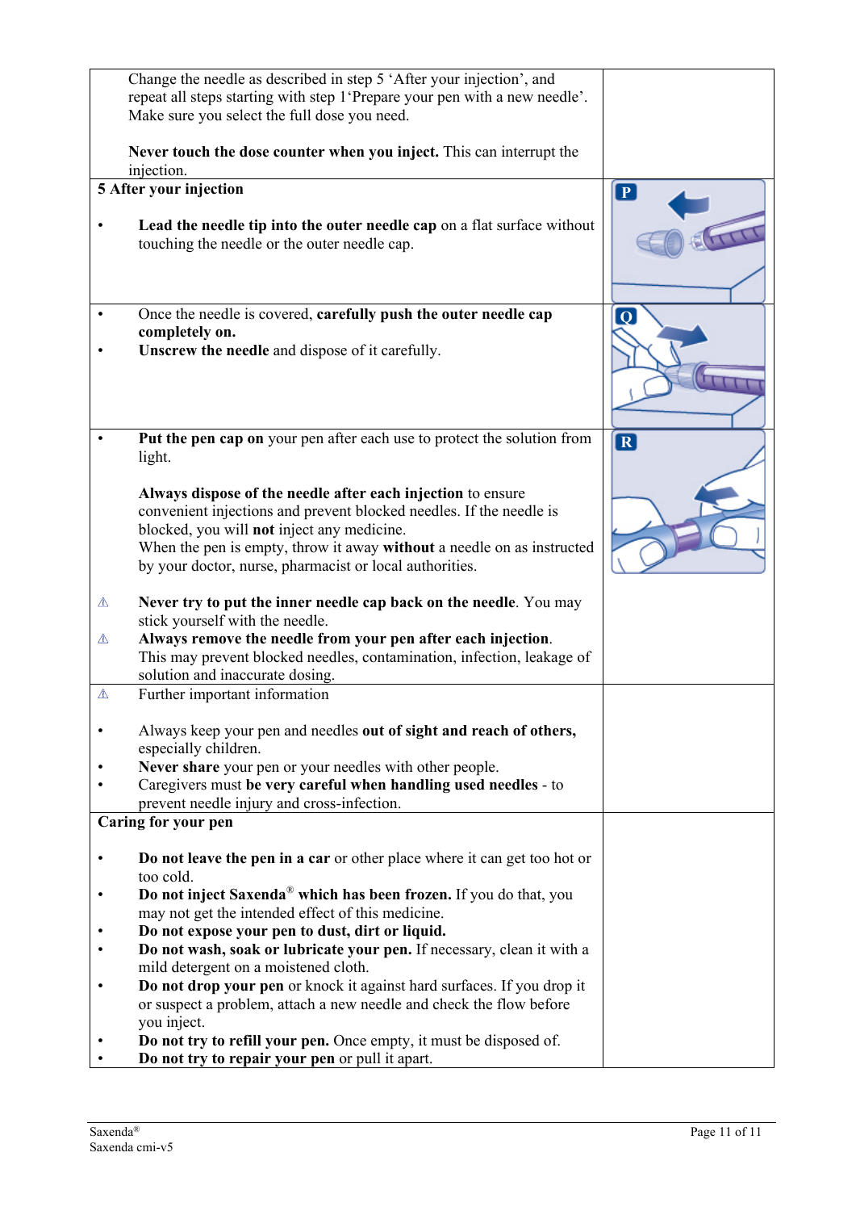Change the needle as described in step 5 'After your injection', and repeat all steps starting with step 1'Prepare your pen with a new needle'. Make sure you select the full dose you need.

**Never touch the dose counter when you inject.** This can interrupt the injection.

**5 After your injection**

- **Lead the needle tip into the outer needle cap** on a flat surface without touching the needle or the outer needle cap.

P

- Once the needle is covered, **carefully push the outer needle cap completely on.**
- **Unscrew the needle** and dispose of it carefully.

Q

- **Put the pen cap on** your pen after each use to protect the solution from light.

  **Always dispose of the needle after each injection** to ensure convenient injections and prevent blocked needles. If the needle is blocked, you will **not** inject any medicine.
  When the pen is empty, throw it away **without** a needle on as instructed by your doctor, nurse, pharmacist or local authorities.

R

⚠ **Never try to put the inner needle cap back on the needle**. You may stick yourself with the needle.

⚠ **Always remove the needle from your pen after each injection**. This may prevent blocked needles, contamination, infection, leakage of solution and inaccurate dosing.

⚠ Further important information

- Always keep your pen and needles **out of sight and reach of others,** especially children.
- **Never share** your pen or your needles with other people.
- Caregivers must **be very careful when handling used needles** - to prevent needle injury and cross-infection.

**Caring for your pen**

- **Do not leave the pen in a car** or other place where it can get too hot or too cold.
- **Do not inject Saxenda® which has been frozen.** If you do that, you may not get the intended effect of this medicine.
- **Do not expose your pen to dust, dirt or liquid.**
- **Do not wash, soak or lubricate your pen.** If necessary, clean it with a mild detergent on a moistened cloth.
- **Do not drop your pen** or knock it against hard surfaces. If you drop it or suspect a problem, attach a new needle and check the flow before you inject.
- **Do not try to refill your pen.** Once empty, it must be disposed of.
- **Do not try to repair your pen** or pull it apart.